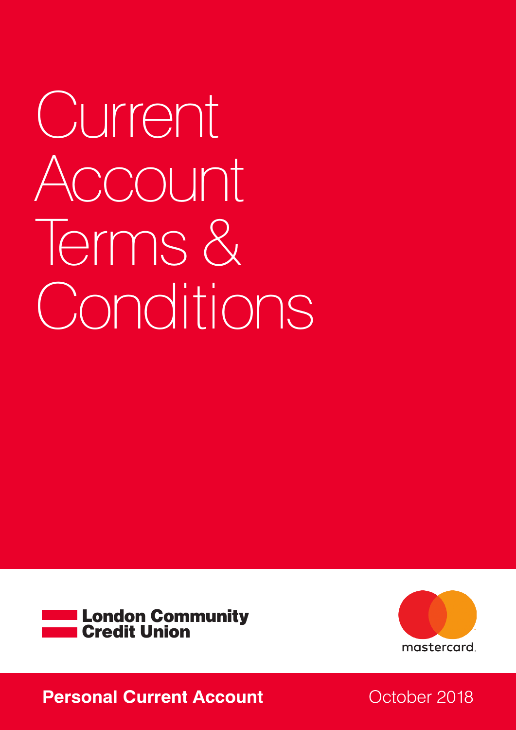# Current Account Terms & Conditions

London Community Credit Union

mastercard

**Personal Current Account**

October 2018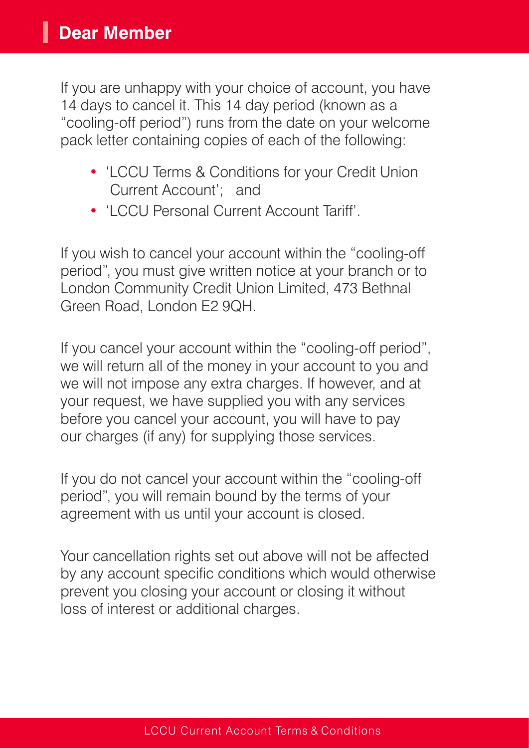# Dear Member

If you are unhappy with your choice of account, you have 14 days to cancel it. This 14 day period (known as a "cooling-off period") runs from the date on your welcome pack letter containing copies of each of the following:

- 'LCCU Terms & Conditions for your Credit Union Current Account'; and
- 'LCCU Personal Current Account Tariff'.

If you wish to cancel your account within the "cooling-off period", you must give written notice at your branch or to London Community Credit Union Limited, 473 Bethnal Green Road, London E2 9QH.

If you cancel your account within the "cooling-off period", we will return all of the money in your account to you and we will not impose any extra charges. If however, and at your request, we have supplied you with any services before you cancel your account, you will have to pay our charges (if any) for supplying those services.

If you do not cancel your account within the "cooling-off period", you will remain bound by the terms of your agreement with us until your account is closed.

Your cancellation rights set out above will not be affected by any account specific conditions which would otherwise prevent you closing your account or closing it without loss of interest or additional charges.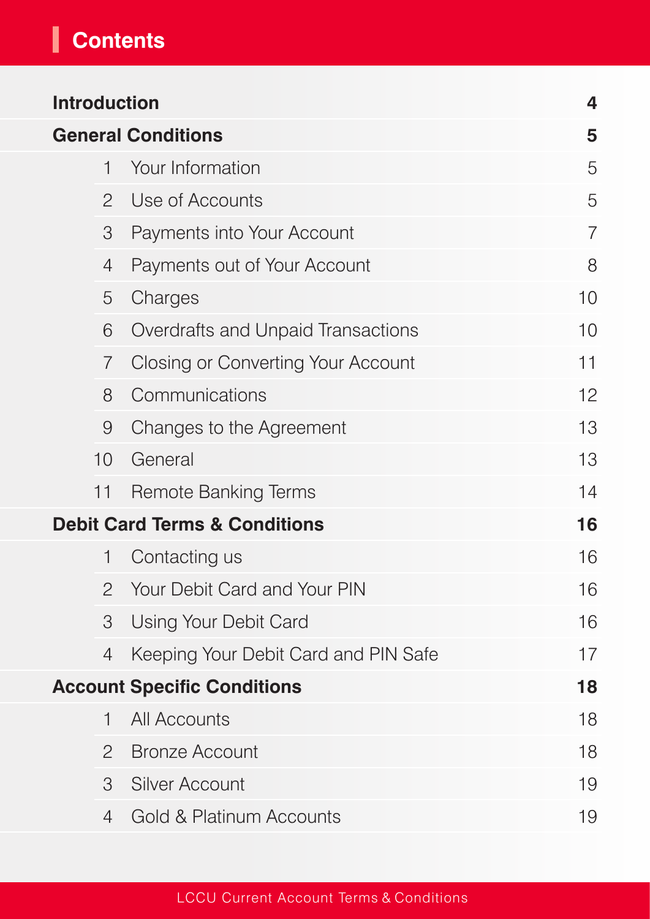# Contents

| | | |
|---|---|---|
| **Introduction** | | **4** |
| **General Conditions** | | **5** |
| 1 | Your Information | 5 |
| 2 | Use of Accounts | 5 |
| 3 | Payments into Your Account | 7 |
| 4 | Payments out of Your Account | 8 |
| 5 | Charges | 10 |
| 6 | Overdrafts and Unpaid Transactions | 10 |
| 7 | Closing or Converting Your Account | 11 |
| 8 | Communications | 12 |
| 9 | Changes to the Agreement | 13 |
| 10 | General | 13 |
| 11 | Remote Banking Terms | 14 |
| **Debit Card Terms & Conditions** | | **16** |
| 1 | Contacting us | 16 |
| 2 | Your Debit Card and Your PIN | 16 |
| 3 | Using Your Debit Card | 16 |
| 4 | Keeping Your Debit Card and PIN Safe | 17 |
| **Account Specific Conditions** | | **18** |
| 1 | All Accounts | 18 |
| 2 | Bronze Account | 18 |
| 3 | Silver Account | 19 |
| 4 | Gold & Platinum Accounts | 19 |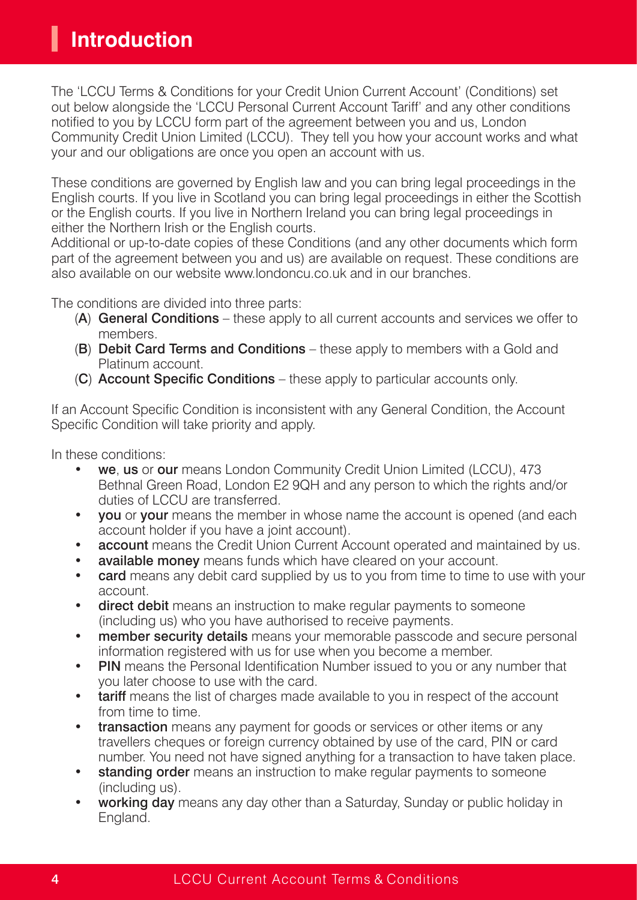# Introduction

The 'LCCU Terms & Conditions for your Credit Union Current Account' (Conditions) set out below alongside the 'LCCU Personal Current Account Tariff' and any other conditions notified to you by LCCU form part of the agreement between you and us, London Community Credit Union Limited (LCCU). They tell you how your account works and what your and our obligations are once you open an account with us.

These conditions are governed by English law and you can bring legal proceedings in the English courts. If you live in Scotland you can bring legal proceedings in either the Scottish or the English courts. If you live in Northern Ireland you can bring legal proceedings in either the Northern Irish or the English courts.
Additional or up-to-date copies of these Conditions (and any other documents which form part of the agreement between you and us) are available on request. These conditions are also available on our website www.londoncu.co.uk and in our branches.

The conditions are divided into three parts:

(**A**) **General Conditions** – these apply to all current accounts and services we offer to members.
(**B**) **Debit Card Terms and Conditions** – these apply to members with a Gold and Platinum account.
(**C**) **Account Specific Conditions** – these apply to particular accounts only.

If an Account Specific Condition is inconsistent with any General Condition, the Account Specific Condition will take priority and apply.

In these conditions:

- **we**, **us** or **our** means London Community Credit Union Limited (LCCU), 473 Bethnal Green Road, London E2 9QH and any person to which the rights and/or duties of LCCU are transferred.
- **you** or **your** means the member in whose name the account is opened (and each account holder if you have a joint account).
- **account** means the Credit Union Current Account operated and maintained by us.
- **available money** means funds which have cleared on your account.
- **card** means any debit card supplied by us to you from time to time to use with your account.
- **direct debit** means an instruction to make regular payments to someone (including us) who you have authorised to receive payments.
- **member security details** means your memorable passcode and secure personal information registered with us for use when you become a member.
- **PIN** means the Personal Identification Number issued to you or any number that you later choose to use with the card.
- **tariff** means the list of charges made available to you in respect of the account from time to time.
- **transaction** means any payment for goods or services or other items or any travellers cheques or foreign currency obtained by use of the card, PIN or card number. You need not have signed anything for a transaction to have taken place.
- **standing order** means an instruction to make regular payments to someone (including us).
- **working day** means any day other than a Saturday, Sunday or public holiday in England.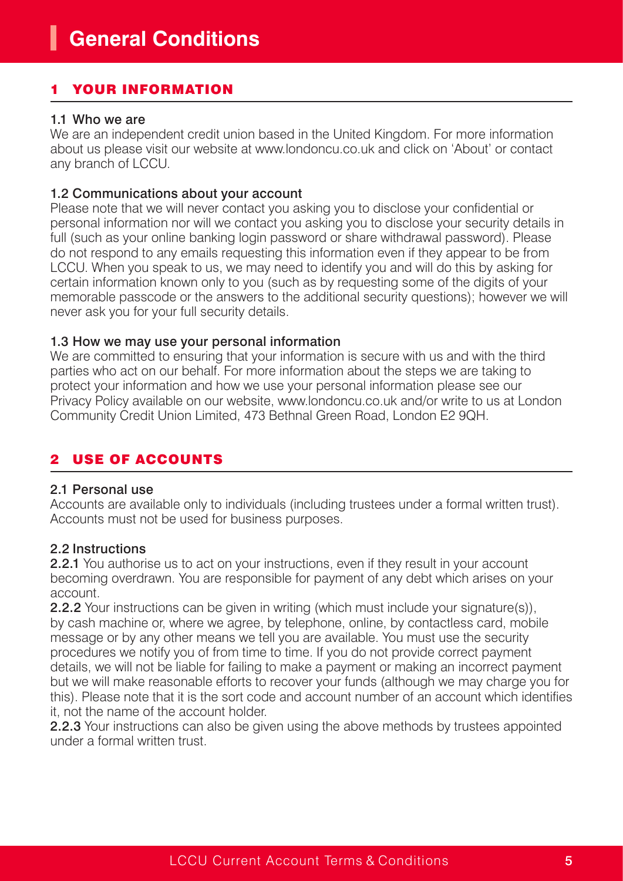# General Conditions

## 1 YOUR INFORMATION

### 1.1 Who we are

We are an independent credit union based in the United Kingdom. For more information about us please visit our website at www.londoncu.co.uk and click on 'About' or contact any branch of LCCU.

### 1.2 Communications about your account

Please note that we will never contact you asking you to disclose your confidential or personal information nor will we contact you asking you to disclose your security details in full (such as your online banking login password or share withdrawal password). Please do not respond to any emails requesting this information even if they appear to be from LCCU. When you speak to us, we may need to identify you and will do this by asking for certain information known only to you (such as by requesting some of the digits of your memorable passcode or the answers to the additional security questions); however we will never ask you for your full security details.

### 1.3 How we may use your personal information

We are committed to ensuring that your information is secure with us and with the third parties who act on our behalf. For more information about the steps we are taking to protect your information and how we use your personal information please see our Privacy Policy available on our website, www.londoncu.co.uk and/or write to us at London Community Credit Union Limited, 473 Bethnal Green Road, London E2 9QH.

## 2 USE OF ACCOUNTS

### 2.1 Personal use

Accounts are available only to individuals (including trustees under a formal written trust). Accounts must not be used for business purposes.

### 2.2 Instructions

**2.2.1** You authorise us to act on your instructions, even if they result in your account becoming overdrawn. You are responsible for payment of any debt which arises on your account.

**2.2.2** Your instructions can be given in writing (which must include your signature(s)), by cash machine or, where we agree, by telephone, online, by contactless card, mobile message or by any other means we tell you are available. You must use the security procedures we notify you of from time to time. If you do not provide correct payment details, we will not be liable for failing to make a payment or making an incorrect payment but we will make reasonable efforts to recover your funds (although we may charge you for this). Please note that it is the sort code and account number of an account which identifies it, not the name of the account holder.

**2.2.3** Your instructions can also be given using the above methods by trustees appointed under a formal written trust.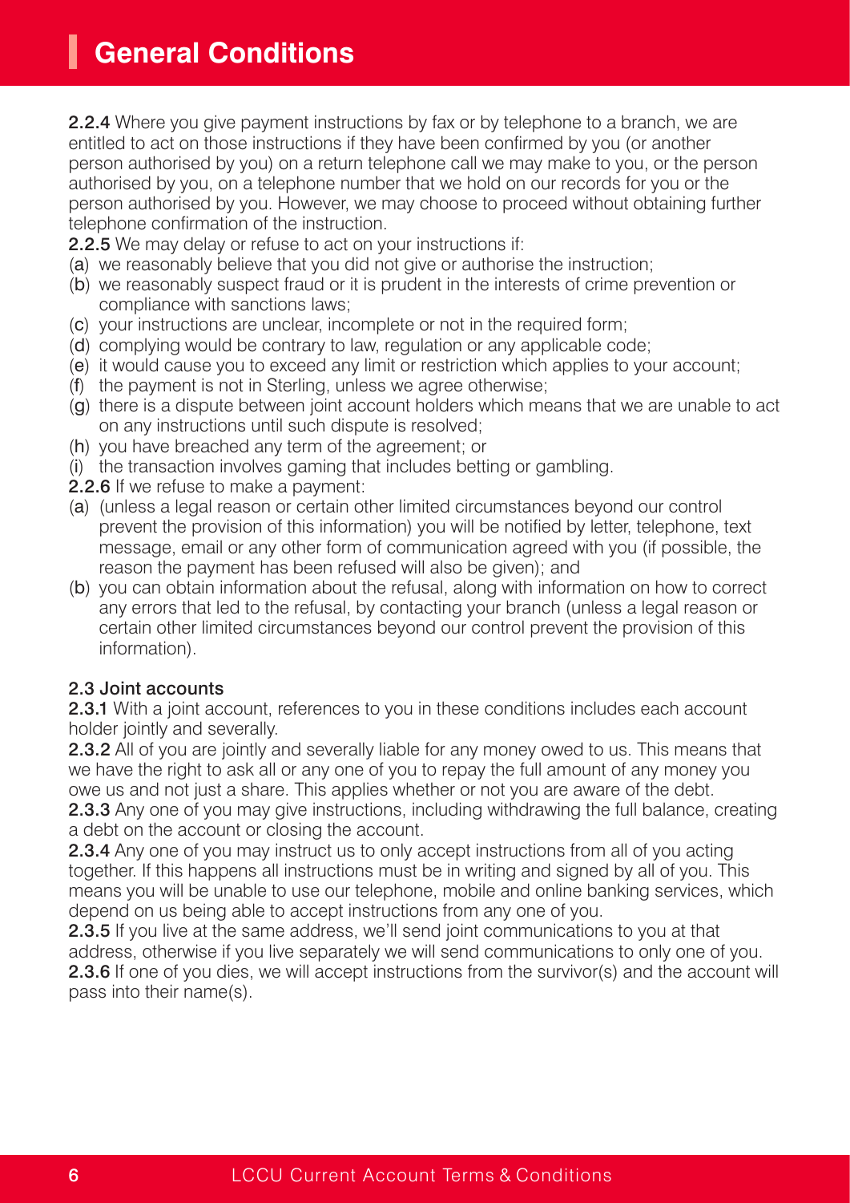# General Conditions

**2.2.4** Where you give payment instructions by fax or by telephone to a branch, we are entitled to act on those instructions if they have been confirmed by you (or another person authorised by you) on a return telephone call we may make to you, or the person authorised by you, on a telephone number that we hold on our records for you or the person authorised by you. However, we may choose to proceed without obtaining further telephone confirmation of the instruction.

**2.2.5** We may delay or refuse to act on your instructions if:

(a) we reasonably believe that you did not give or authorise the instruction;

(b) we reasonably suspect fraud or it is prudent in the interests of crime prevention or compliance with sanctions laws;

(c) your instructions are unclear, incomplete or not in the required form;

(d) complying would be contrary to law, regulation or any applicable code;

(e) it would cause you to exceed any limit or restriction which applies to your account;

(f) the payment is not in Sterling, unless we agree otherwise;

(g) there is a dispute between joint account holders which means that we are unable to act on any instructions until such dispute is resolved;

(h) you have breached any term of the agreement; or

(i) the transaction involves gaming that includes betting or gambling.

**2.2.6** If we refuse to make a payment:

(a) (unless a legal reason or certain other limited circumstances beyond our control prevent the provision of this information) you will be notified by letter, telephone, text message, email or any other form of communication agreed with you (if possible, the reason the payment has been refused will also be given); and

(b) you can obtain information about the refusal, along with information on how to correct any errors that led to the refusal, by contacting your branch (unless a legal reason or certain other limited circumstances beyond our control prevent the provision of this information).

### 2.3 Joint accounts

**2.3.1** With a joint account, references to you in these conditions includes each account holder jointly and severally.

**2.3.2** All of you are jointly and severally liable for any money owed to us. This means that we have the right to ask all or any one of you to repay the full amount of any money you owe us and not just a share. This applies whether or not you are aware of the debt.

**2.3.3** Any one of you may give instructions, including withdrawing the full balance, creating a debt on the account or closing the account.

**2.3.4** Any one of you may instruct us to only accept instructions from all of you acting together. If this happens all instructions must be in writing and signed by all of you. This means you will be unable to use our telephone, mobile and online banking services, which depend on us being able to accept instructions from any one of you.

**2.3.5** If you live at the same address, we'll send joint communications to you at that address, otherwise if you live separately we will send communications to only one of you.

**2.3.6** If one of you dies, we will accept instructions from the survivor(s) and the account will pass into their name(s).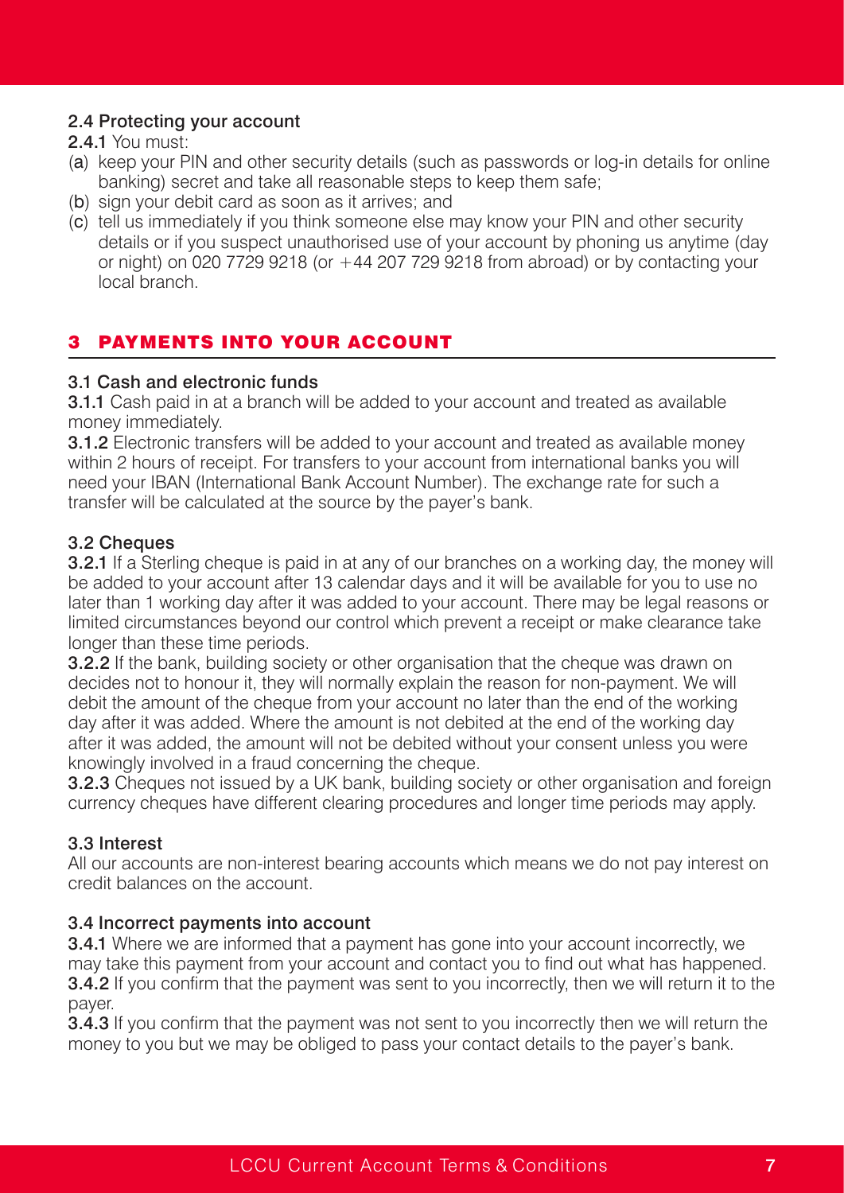### 2.4 Protecting your account

**2.4.1** You must:

(a) keep your PIN and other security details (such as passwords or log-in details for online banking) secret and take all reasonable steps to keep them safe;

(b) sign your debit card as soon as it arrives; and

(c) tell us immediately if you think someone else may know your PIN and other security details or if you suspect unauthorised use of your account by phoning us anytime (day or night) on 020 7729 9218 (or +44 207 729 9218 from abroad) or by contacting your local branch.

## 3 PAYMENTS INTO YOUR ACCOUNT

### 3.1 Cash and electronic funds

**3.1.1** Cash paid in at a branch will be added to your account and treated as available money immediately.

**3.1.2** Electronic transfers will be added to your account and treated as available money within 2 hours of receipt. For transfers to your account from international banks you will need your IBAN (International Bank Account Number). The exchange rate for such a transfer will be calculated at the source by the payer's bank.

### 3.2 Cheques

**3.2.1** If a Sterling cheque is paid in at any of our branches on a working day, the money will be added to your account after 13 calendar days and it will be available for you to use no later than 1 working day after it was added to your account. There may be legal reasons or limited circumstances beyond our control which prevent a receipt or make clearance take longer than these time periods.

**3.2.2** If the bank, building society or other organisation that the cheque was drawn on decides not to honour it, they will normally explain the reason for non-payment. We will debit the amount of the cheque from your account no later than the end of the working day after it was added. Where the amount is not debited at the end of the working day after it was added, the amount will not be debited without your consent unless you were knowingly involved in a fraud concerning the cheque.

**3.2.3** Cheques not issued by a UK bank, building society or other organisation and foreign currency cheques have different clearing procedures and longer time periods may apply.

### 3.3 Interest

All our accounts are non-interest bearing accounts which means we do not pay interest on credit balances on the account.

### 3.4 Incorrect payments into account

**3.4.1** Where we are informed that a payment has gone into your account incorrectly, we may take this payment from your account and contact you to find out what has happened.

**3.4.2** If you confirm that the payment was sent to you incorrectly, then we will return it to the payer.

**3.4.3** If you confirm that the payment was not sent to you incorrectly then we will return the money to you but we may be obliged to pass your contact details to the payer's bank.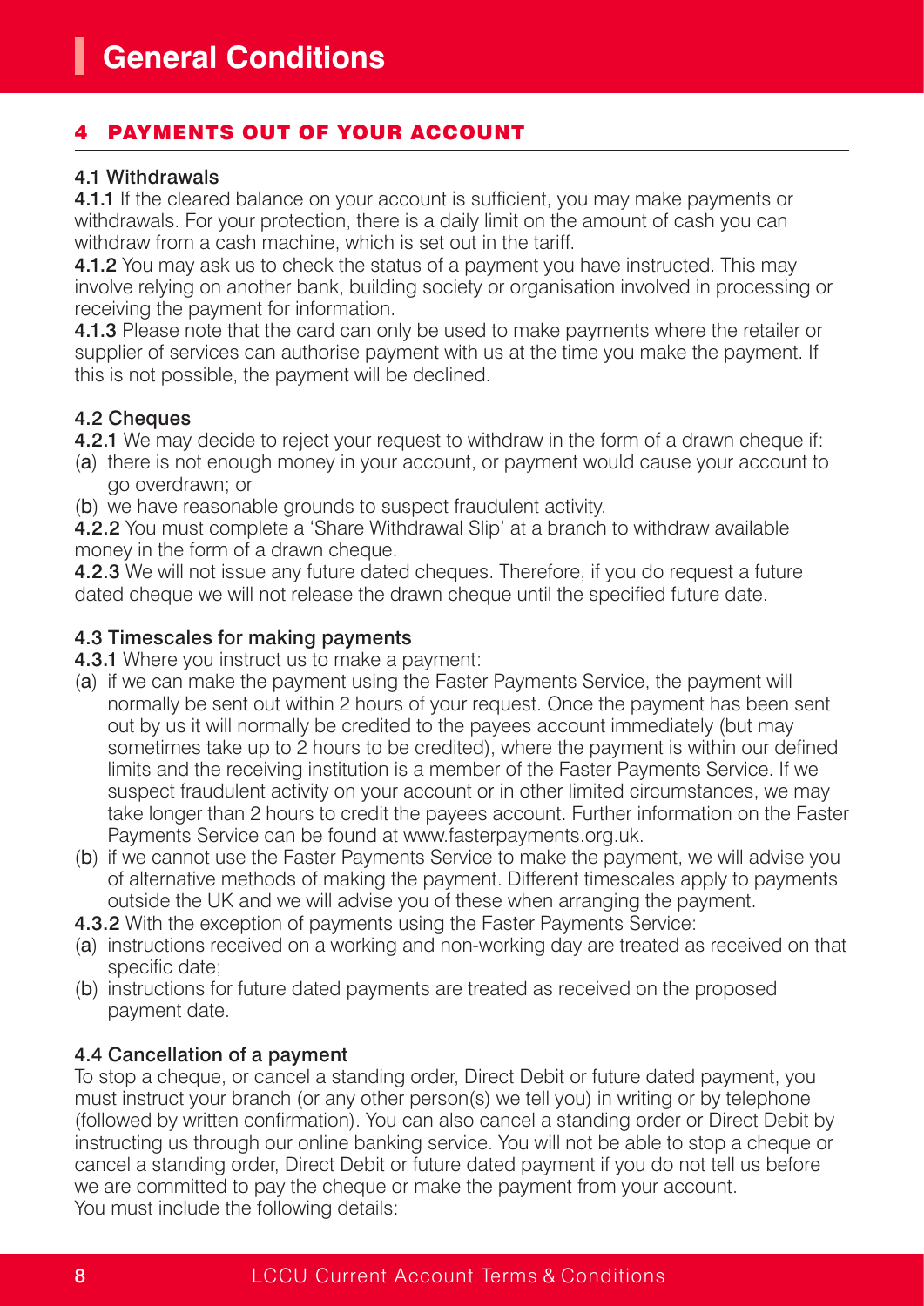# General Conditions

## 4 PAYMENTS OUT OF YOUR ACCOUNT

### 4.1 Withdrawals

**4.1.1** If the cleared balance on your account is sufficient, you may make payments or withdrawals. For your protection, there is a daily limit on the amount of cash you can withdraw from a cash machine, which is set out in the tariff.

**4.1.2** You may ask us to check the status of a payment you have instructed. This may involve relying on another bank, building society or organisation involved in processing or receiving the payment for information.

**4.1.3** Please note that the card can only be used to make payments where the retailer or supplier of services can authorise payment with us at the time you make the payment. If this is not possible, the payment will be declined.

### 4.2 Cheques

**4.2.1** We may decide to reject your request to withdraw in the form of a drawn cheque if:

(a) there is not enough money in your account, or payment would cause your account to go overdrawn; or

(b) we have reasonable grounds to suspect fraudulent activity.

**4.2.2** You must complete a 'Share Withdrawal Slip' at a branch to withdraw available money in the form of a drawn cheque.

**4.2.3** We will not issue any future dated cheques. Therefore, if you do request a future dated cheque we will not release the drawn cheque until the specified future date.

### 4.3 Timescales for making payments

**4.3.1** Where you instruct us to make a payment:

(a) if we can make the payment using the Faster Payments Service, the payment will normally be sent out within 2 hours of your request. Once the payment has been sent out by us it will normally be credited to the payees account immediately (but may sometimes take up to 2 hours to be credited), where the payment is within our defined limits and the receiving institution is a member of the Faster Payments Service. If we suspect fraudulent activity on your account or in other limited circumstances, we may take longer than 2 hours to credit the payees account. Further information on the Faster Payments Service can be found at www.fasterpayments.org.uk.

(b) if we cannot use the Faster Payments Service to make the payment, we will advise you of alternative methods of making the payment. Different timescales apply to payments outside the UK and we will advise you of these when arranging the payment.

**4.3.2** With the exception of payments using the Faster Payments Service:

(a) instructions received on a working and non-working day are treated as received on that specific date;

(b) instructions for future dated payments are treated as received on the proposed payment date.

### 4.4 Cancellation of a payment

To stop a cheque, or cancel a standing order, Direct Debit or future dated payment, you must instruct your branch (or any other person(s) we tell you) in writing or by telephone (followed by written confirmation). You can also cancel a standing order or Direct Debit by instructing us through our online banking service. You will not be able to stop a cheque or cancel a standing order, Direct Debit or future dated payment if you do not tell us before we are committed to pay the cheque or make the payment from your account.
You must include the following details: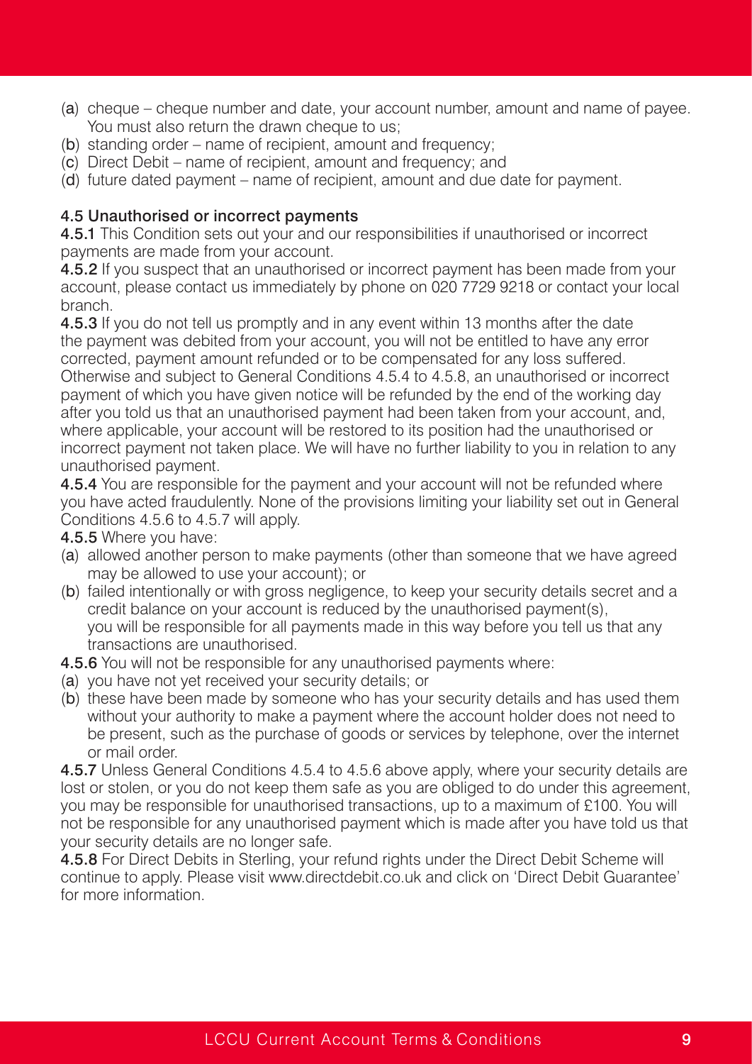(a) cheque – cheque number and date, your account number, amount and name of payee. You must also return the drawn cheque to us;
(b) standing order – name of recipient, amount and frequency;
(c) Direct Debit – name of recipient, amount and frequency; and
(d) future dated payment – name of recipient, amount and due date for payment.

### 4.5 Unauthorised or incorrect payments

**4.5.1** This Condition sets out your and our responsibilities if unauthorised or incorrect payments are made from your account.

**4.5.2** If you suspect that an unauthorised or incorrect payment has been made from your account, please contact us immediately by phone on 020 7729 9218 or contact your local branch.

**4.5.3** If you do not tell us promptly and in any event within 13 months after the date the payment was debited from your account, you will not be entitled to have any error corrected, payment amount refunded or to be compensated for any loss suffered. Otherwise and subject to General Conditions 4.5.4 to 4.5.8, an unauthorised or incorrect payment of which you have given notice will be refunded by the end of the working day after you told us that an unauthorised payment had been taken from your account, and, where applicable, your account will be restored to its position had the unauthorised or incorrect payment not taken place. We will have no further liability to you in relation to any unauthorised payment.

**4.5.4** You are responsible for the payment and your account will not be refunded where you have acted fraudulently. None of the provisions limiting your liability set out in General Conditions 4.5.6 to 4.5.7 will apply.

**4.5.5** Where you have:

(a) allowed another person to make payments (other than someone that we have agreed may be allowed to use your account); or
(b) failed intentionally or with gross negligence, to keep your security details secret and a credit balance on your account is reduced by the unauthorised payment(s), you will be responsible for all payments made in this way before you tell us that any transactions are unauthorised.

**4.5.6** You will not be responsible for any unauthorised payments where:

(a) you have not yet received your security details; or
(b) these have been made by someone who has your security details and has used them without your authority to make a payment where the account holder does not need to be present, such as the purchase of goods or services by telephone, over the internet or mail order.

**4.5.7** Unless General Conditions 4.5.4 to 4.5.6 above apply, where your security details are lost or stolen, or you do not keep them safe as you are obliged to do under this agreement, you may be responsible for unauthorised transactions, up to a maximum of £100. You will not be responsible for any unauthorised payment which is made after you have told us that your security details are no longer safe.

**4.5.8** For Direct Debits in Sterling, your refund rights under the Direct Debit Scheme will continue to apply. Please visit www.directdebit.co.uk and click on 'Direct Debit Guarantee' for more information.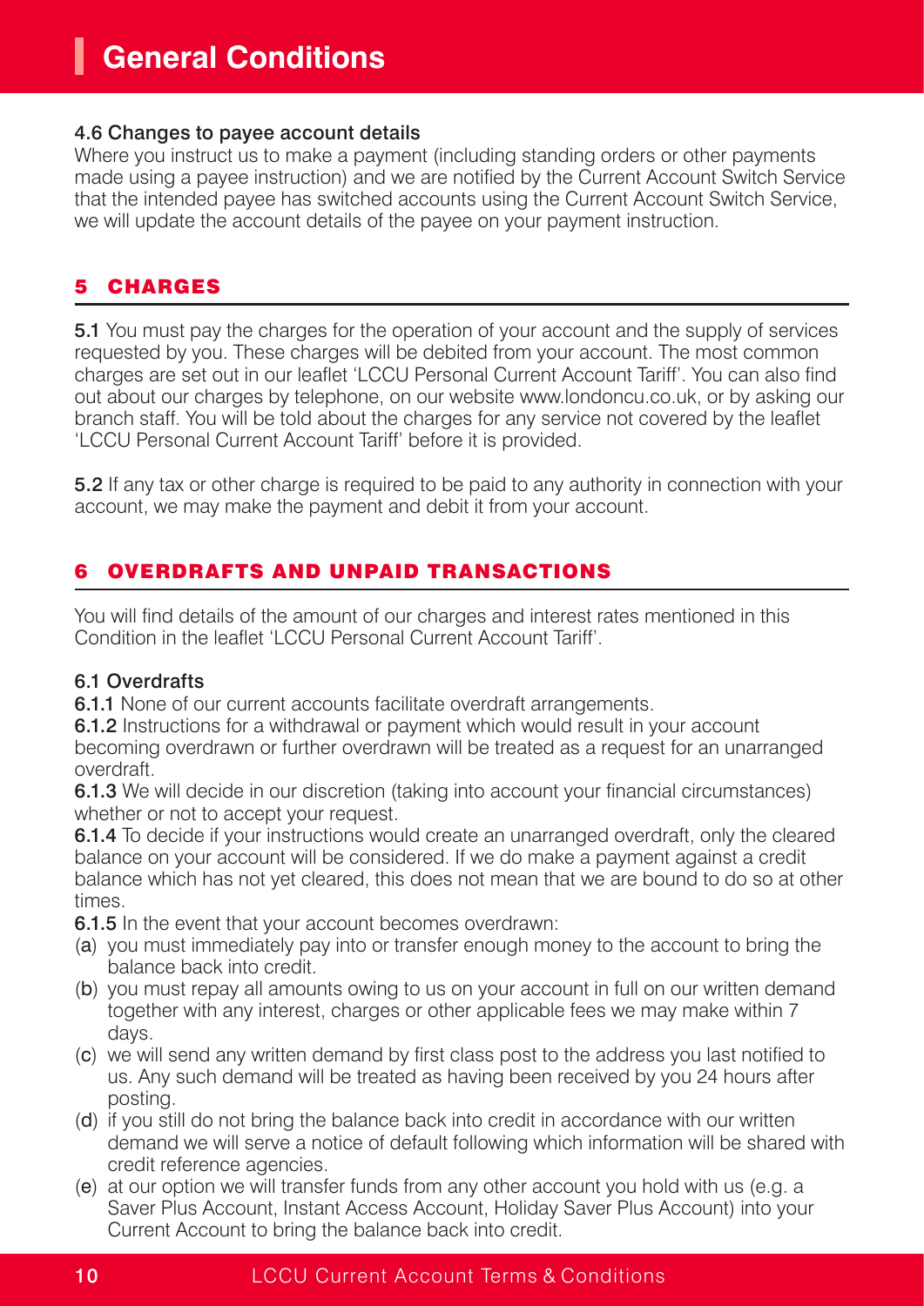#### 4.6 Changes to payee account details

Where you instruct us to make a payment (including standing orders or other payments made using a payee instruction) and we are notified by the Current Account Switch Service that the intended payee has switched accounts using the Current Account Switch Service, we will update the account details of the payee on your payment instruction.

## 5 CHARGES

**5.1** You must pay the charges for the operation of your account and the supply of services requested by you. These charges will be debited from your account. The most common charges are set out in our leaflet 'LCCU Personal Current Account Tariff'. You can also find out about our charges by telephone, on our website www.londoncu.co.uk, or by asking our branch staff. You will be told about the charges for any service not covered by the leaflet 'LCCU Personal Current Account Tariff' before it is provided.

**5.2** If any tax or other charge is required to be paid to any authority in connection with your account, we may make the payment and debit it from your account.

## 6 OVERDRAFTS AND UNPAID TRANSACTIONS

You will find details of the amount of our charges and interest rates mentioned in this Condition in the leaflet 'LCCU Personal Current Account Tariff'.

#### 6.1 Overdrafts

**6.1.1** None of our current accounts facilitate overdraft arrangements.

**6.1.2** Instructions for a withdrawal or payment which would result in your account becoming overdrawn or further overdrawn will be treated as a request for an unarranged overdraft.

**6.1.3** We will decide in our discretion (taking into account your financial circumstances) whether or not to accept your request.

**6.1.4** To decide if your instructions would create an unarranged overdraft, only the cleared balance on your account will be considered. If we do make a payment against a credit balance which has not yet cleared, this does not mean that we are bound to do so at other times.

**6.1.5** In the event that your account becomes overdrawn:

(a) you must immediately pay into or transfer enough money to the account to bring the balance back into credit.

(b) you must repay all amounts owing to us on your account in full on our written demand together with any interest, charges or other applicable fees we may make within 7 days.

(c) we will send any written demand by first class post to the address you last notified to us. Any such demand will be treated as having been received by you 24 hours after posting.

(d) if you still do not bring the balance back into credit in accordance with our written demand we will serve a notice of default following which information will be shared with credit reference agencies.

(e) at our option we will transfer funds from any other account you hold with us (e.g. a Saver Plus Account, Instant Access Account, Holiday Saver Plus Account) into your Current Account to bring the balance back into credit.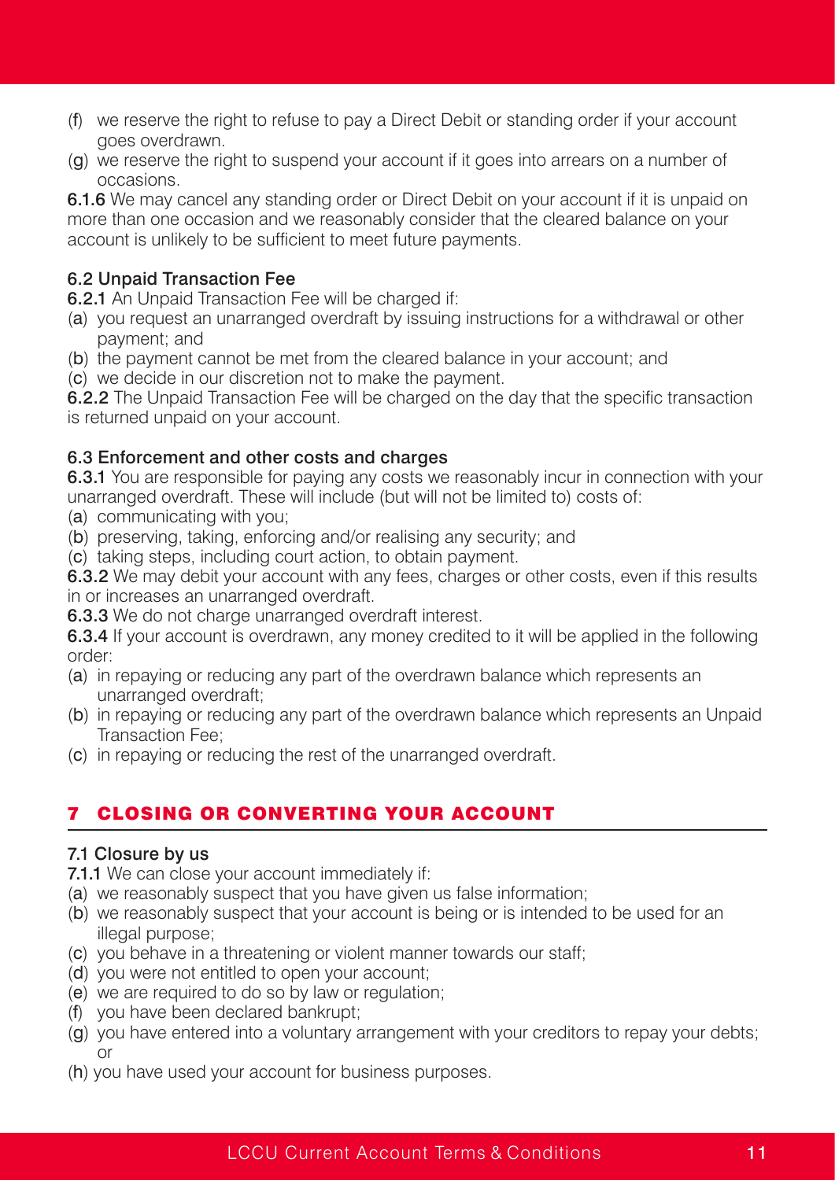(f) we reserve the right to refuse to pay a Direct Debit or standing order if your account goes overdrawn.

(g) we reserve the right to suspend your account if it goes into arrears on a number of occasions.

**6.1.6** We may cancel any standing order or Direct Debit on your account if it is unpaid on more than one occasion and we reasonably consider that the cleared balance on your account is unlikely to be sufficient to meet future payments.

### 6.2 Unpaid Transaction Fee

**6.2.1** An Unpaid Transaction Fee will be charged if:

(a) you request an unarranged overdraft by issuing instructions for a withdrawal or other payment; and

(b) the payment cannot be met from the cleared balance in your account; and

(c) we decide in our discretion not to make the payment.

**6.2.2** The Unpaid Transaction Fee will be charged on the day that the specific transaction is returned unpaid on your account.

### 6.3 Enforcement and other costs and charges

**6.3.1** You are responsible for paying any costs we reasonably incur in connection with your unarranged overdraft. These will include (but will not be limited to) costs of:

(a) communicating with you;

(b) preserving, taking, enforcing and/or realising any security; and

(c) taking steps, including court action, to obtain payment.

**6.3.2** We may debit your account with any fees, charges or other costs, even if this results in or increases an unarranged overdraft.

**6.3.3** We do not charge unarranged overdraft interest.

**6.3.4** If your account is overdrawn, any money credited to it will be applied in the following order:

(a) in repaying or reducing any part of the overdrawn balance which represents an unarranged overdraft;

(b) in repaying or reducing any part of the overdrawn balance which represents an Unpaid Transaction Fee;

(c) in repaying or reducing the rest of the unarranged overdraft.

## 7 CLOSING OR CONVERTING YOUR ACCOUNT

### 7.1 Closure by us

**7.1.1** We can close your account immediately if:

(a) we reasonably suspect that you have given us false information;

(b) we reasonably suspect that your account is being or is intended to be used for an illegal purpose;

(c) you behave in a threatening or violent manner towards our staff;

(d) you were not entitled to open your account;

(e) we are required to do so by law or regulation;

(f) you have been declared bankrupt;

(g) you have entered into a voluntary arrangement with your creditors to repay your debts; or

(h) you have used your account for business purposes.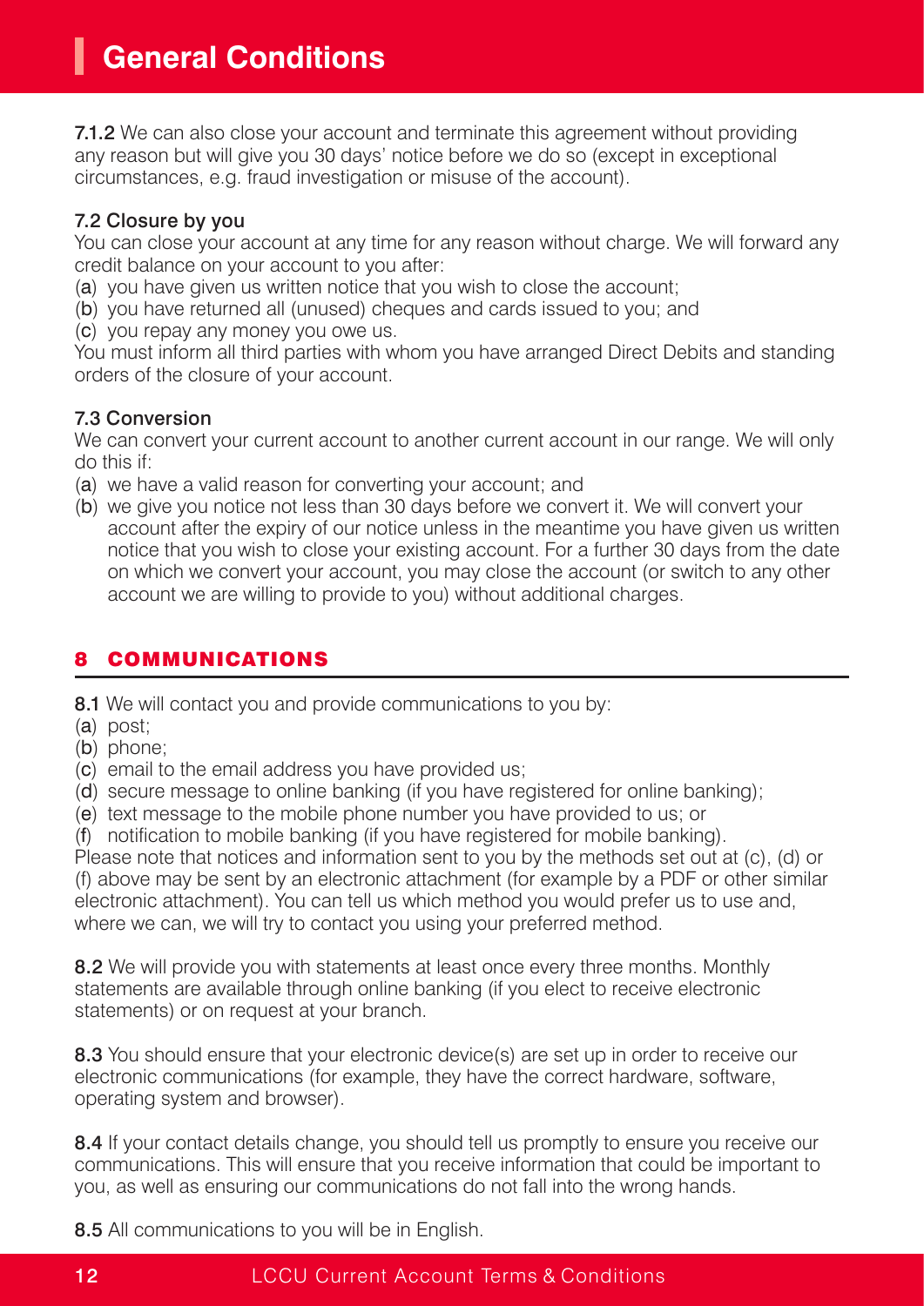**7.1.2** We can also close your account and terminate this agreement without providing any reason but will give you 30 days' notice before we do so (except in exceptional circumstances, e.g. fraud investigation or misuse of the account).

### 7.2 Closure by you

You can close your account at any time for any reason without charge. We will forward any credit balance on your account to you after:

(a) you have given us written notice that you wish to close the account;
(b) you have returned all (unused) cheques and cards issued to you; and
(c) you repay any money you owe us.

You must inform all third parties with whom you have arranged Direct Debits and standing orders of the closure of your account.

### 7.3 Conversion

We can convert your current account to another current account in our range. We will only do this if:

(a) we have a valid reason for converting your account; and
(b) we give you notice not less than 30 days before we convert it. We will convert your account after the expiry of our notice unless in the meantime you have given us written notice that you wish to close your existing account. For a further 30 days from the date on which we convert your account, you may close the account (or switch to any other account we are willing to provide to you) without additional charges.

## 8 COMMUNICATIONS

**8.1** We will contact you and provide communications to you by:

(a) post;
(b) phone;
(c) email to the email address you have provided us;
(d) secure message to online banking (if you have registered for online banking);
(e) text message to the mobile phone number you have provided to us; or
(f) notification to mobile banking (if you have registered for mobile banking).

Please note that notices and information sent to you by the methods set out at (c), (d) or (f) above may be sent by an electronic attachment (for example by a PDF or other similar electronic attachment). You can tell us which method you would prefer us to use and, where we can, we will try to contact you using your preferred method.

**8.2** We will provide you with statements at least once every three months. Monthly statements are available through online banking (if you elect to receive electronic statements) or on request at your branch.

**8.3** You should ensure that your electronic device(s) are set up in order to receive our electronic communications (for example, they have the correct hardware, software, operating system and browser).

**8.4** If your contact details change, you should tell us promptly to ensure you receive our communications. This will ensure that you receive information that could be important to you, as well as ensuring our communications do not fall into the wrong hands.

**8.5** All communications to you will be in English.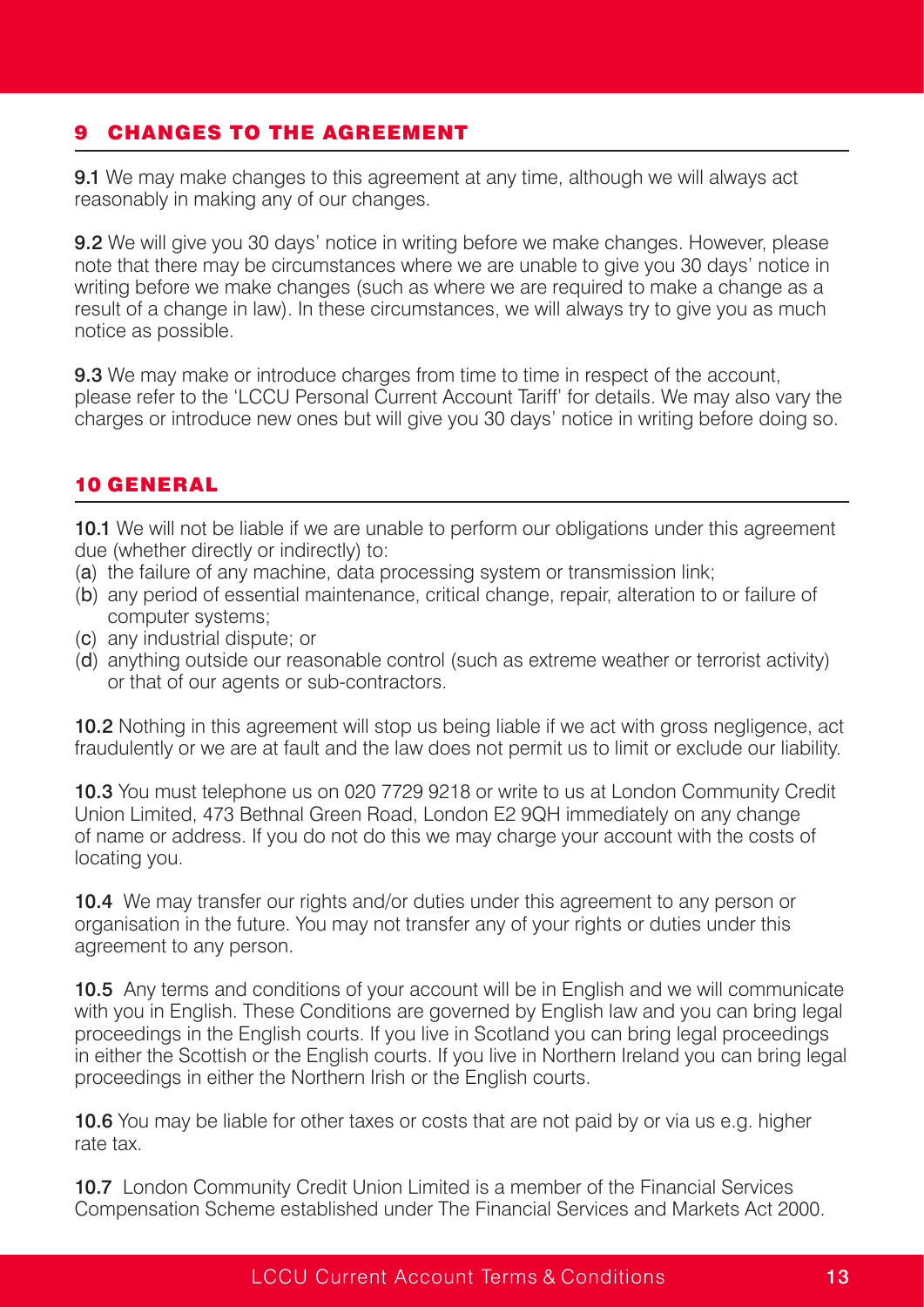## 9 CHANGES TO THE AGREEMENT

**9.1** We may make changes to this agreement at any time, although we will always act reasonably in making any of our changes.

**9.2** We will give you 30 days' notice in writing before we make changes. However, please note that there may be circumstances where we are unable to give you 30 days' notice in writing before we make changes (such as where we are required to make a change as a result of a change in law). In these circumstances, we will always try to give you as much notice as possible.

**9.3** We may make or introduce charges from time to time in respect of the account, please refer to the 'LCCU Personal Current Account Tariff' for details. We may also vary the charges or introduce new ones but will give you 30 days' notice in writing before doing so.

## 10 GENERAL

**10.1** We will not be liable if we are unable to perform our obligations under this agreement due (whether directly or indirectly) to:

(a) the failure of any machine, data processing system or transmission link;
(b) any period of essential maintenance, critical change, repair, alteration to or failure of computer systems;
(c) any industrial dispute; or
(d) anything outside our reasonable control (such as extreme weather or terrorist activity) or that of our agents or sub-contractors.

**10.2** Nothing in this agreement will stop us being liable if we act with gross negligence, act fraudulently or we are at fault and the law does not permit us to limit or exclude our liability.

**10.3** You must telephone us on 020 7729 9218 or write to us at London Community Credit Union Limited, 473 Bethnal Green Road, London E2 9QH immediately on any change of name or address. If you do not do this we may charge your account with the costs of locating you.

**10.4** We may transfer our rights and/or duties under this agreement to any person or organisation in the future. You may not transfer any of your rights or duties under this agreement to any person.

**10.5** Any terms and conditions of your account will be in English and we will communicate with you in English. These Conditions are governed by English law and you can bring legal proceedings in the English courts. If you live in Scotland you can bring legal proceedings in either the Scottish or the English courts. If you live in Northern Ireland you can bring legal proceedings in either the Northern Irish or the English courts.

**10.6** You may be liable for other taxes or costs that are not paid by or via us e.g. higher rate tax.

**10.7** London Community Credit Union Limited is a member of the Financial Services Compensation Scheme established under The Financial Services and Markets Act 2000.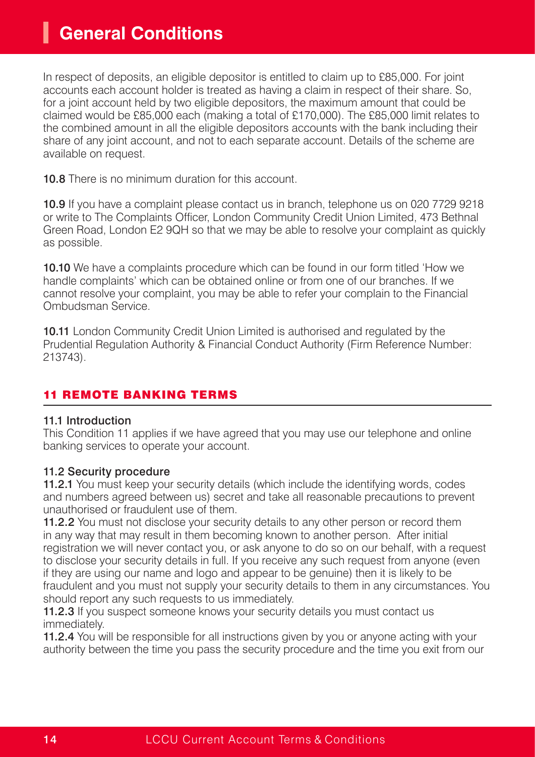In respect of deposits, an eligible depositor is entitled to claim up to £85,000. For joint accounts each account holder is treated as having a claim in respect of their share. So, for a joint account held by two eligible depositors, the maximum amount that could be claimed would be £85,000 each (making a total of £170,000). The £85,000 limit relates to the combined amount in all the eligible depositors accounts with the bank including their share of any joint account, and not to each separate account. Details of the scheme are available on request.

**10.8** There is no minimum duration for this account.

**10.9** If you have a complaint please contact us in branch, telephone us on 020 7729 9218 or write to The Complaints Officer, London Community Credit Union Limited, 473 Bethnal Green Road, London E2 9QH so that we may be able to resolve your complaint as quickly as possible.

**10.10** We have a complaints procedure which can be found in our form titled 'How we handle complaints' which can be obtained online or from one of our branches. If we cannot resolve your complaint, you may be able to refer your complain to the Financial Ombudsman Service.

**10.11** London Community Credit Union Limited is authorised and regulated by the Prudential Regulation Authority & Financial Conduct Authority (Firm Reference Number: 213743).

## 11 REMOTE BANKING TERMS

### 11.1 Introduction

This Condition 11 applies if we have agreed that you may use our telephone and online banking services to operate your account.

### 11.2 Security procedure

**11.2.1** You must keep your security details (which include the identifying words, codes and numbers agreed between us) secret and take all reasonable precautions to prevent unauthorised or fraudulent use of them.

**11.2.2** You must not disclose your security details to any other person or record them in any way that may result in them becoming known to another person. After initial registration we will never contact you, or ask anyone to do so on our behalf, with a request to disclose your security details in full. If you receive any such request from anyone (even if they are using our name and logo and appear to be genuine) then it is likely to be fraudulent and you must not supply your security details to them in any circumstances. You should report any such requests to us immediately.

**11.2.3** If you suspect someone knows your security details you must contact us immediately.

**11.2.4** You will be responsible for all instructions given by you or anyone acting with your authority between the time you pass the security procedure and the time you exit from our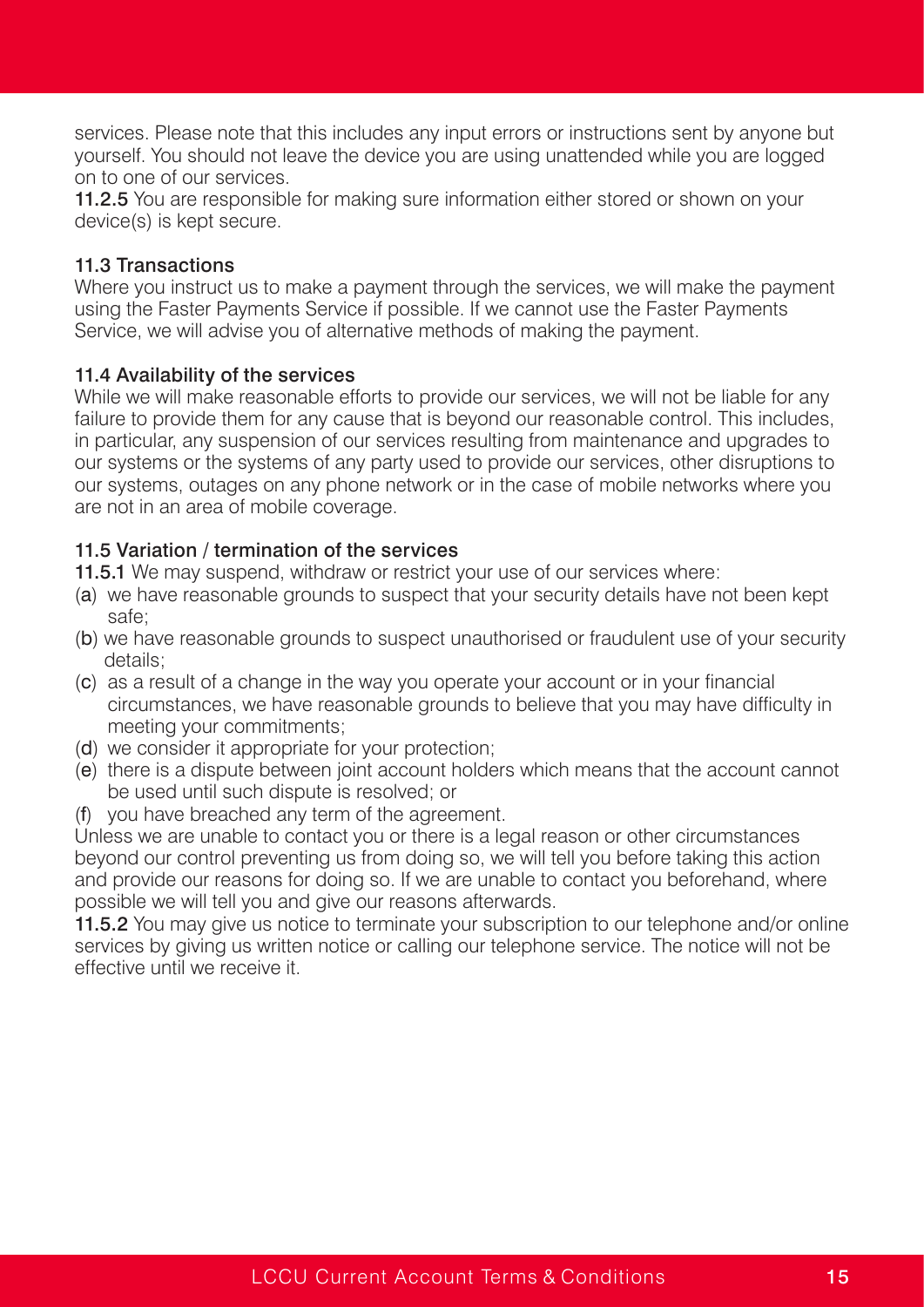services. Please note that this includes any input errors or instructions sent by anyone but yourself. You should not leave the device you are using unattended while you are logged on to one of our services.

**11.2.5** You are responsible for making sure information either stored or shown on your device(s) is kept secure.

### 11.3 Transactions

Where you instruct us to make a payment through the services, we will make the payment using the Faster Payments Service if possible. If we cannot use the Faster Payments Service, we will advise you of alternative methods of making the payment.

### 11.4 Availability of the services

While we will make reasonable efforts to provide our services, we will not be liable for any failure to provide them for any cause that is beyond our reasonable control. This includes, in particular, any suspension of our services resulting from maintenance and upgrades to our systems or the systems of any party used to provide our services, other disruptions to our systems, outages on any phone network or in the case of mobile networks where you are not in an area of mobile coverage.

### 11.5 Variation / termination of the services

**11.5.1** We may suspend, withdraw or restrict your use of our services where:

(a) we have reasonable grounds to suspect that your security details have not been kept safe;
(b) we have reasonable grounds to suspect unauthorised or fraudulent use of your security details;
(c) as a result of a change in the way you operate your account or in your financial circumstances, we have reasonable grounds to believe that you may have difficulty in meeting your commitments;
(d) we consider it appropriate for your protection;
(e) there is a dispute between joint account holders which means that the account cannot be used until such dispute is resolved; or
(f) you have breached any term of the agreement.

Unless we are unable to contact you or there is a legal reason or other circumstances beyond our control preventing us from doing so, we will tell you before taking this action and provide our reasons for doing so. If we are unable to contact you beforehand, where possible we will tell you and give our reasons afterwards.

**11.5.2** You may give us notice to terminate your subscription to our telephone and/or online services by giving us written notice or calling our telephone service. The notice will not be effective until we receive it.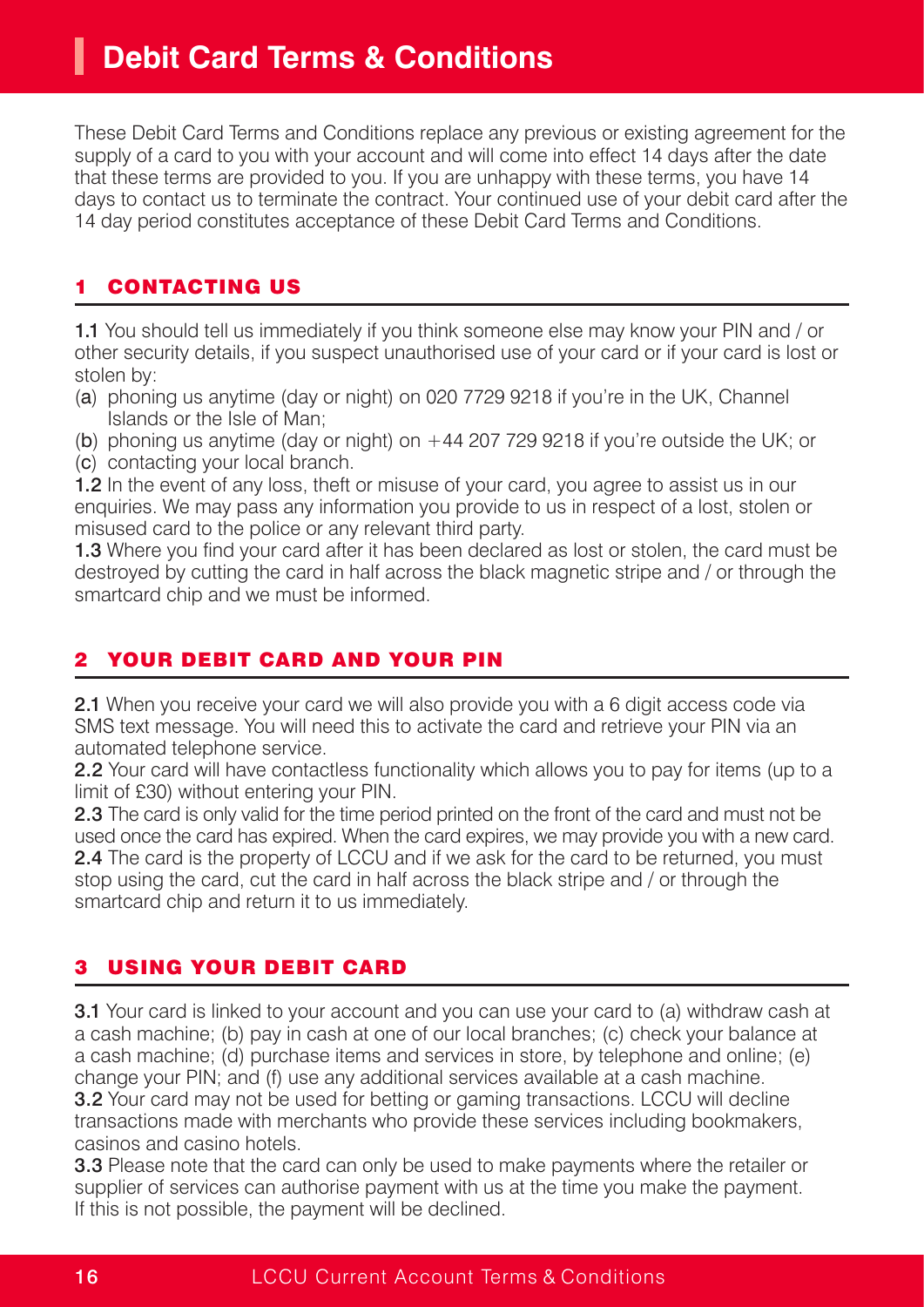# Debit Card Terms & Conditions

These Debit Card Terms and Conditions replace any previous or existing agreement for the supply of a card to you with your account and will come into effect 14 days after the date that these terms are provided to you. If you are unhappy with these terms, you have 14 days to contact us to terminate the contract. Your continued use of your debit card after the 14 day period constitutes acceptance of these Debit Card Terms and Conditions.

## 1 CONTACTING US

**1.1** You should tell us immediately if you think someone else may know your PIN and / or other security details, if you suspect unauthorised use of your card or if your card is lost or stolen by:

(a) phoning us anytime (day or night) on 020 7729 9218 if you're in the UK, Channel Islands or the Isle of Man;

(b) phoning us anytime (day or night) on +44 207 729 9218 if you're outside the UK; or

(c) contacting your local branch.

**1.2** In the event of any loss, theft or misuse of your card, you agree to assist us in our enquiries. We may pass any information you provide to us in respect of a lost, stolen or misused card to the police or any relevant third party.

**1.3** Where you find your card after it has been declared as lost or stolen, the card must be destroyed by cutting the card in half across the black magnetic stripe and / or through the smartcard chip and we must be informed.

## 2 YOUR DEBIT CARD AND YOUR PIN

**2.1** When you receive your card we will also provide you with a 6 digit access code via SMS text message. You will need this to activate the card and retrieve your PIN via an automated telephone service.

**2.2** Your card will have contactless functionality which allows you to pay for items (up to a limit of £30) without entering your PIN.

**2.3** The card is only valid for the time period printed on the front of the card and must not be used once the card has expired. When the card expires, we may provide you with a new card.

**2.4** The card is the property of LCCU and if we ask for the card to be returned, you must stop using the card, cut the card in half across the black stripe and / or through the smartcard chip and return it to us immediately.

## 3 USING YOUR DEBIT CARD

**3.1** Your card is linked to your account and you can use your card to (a) withdraw cash at a cash machine; (b) pay in cash at one of our local branches; (c) check your balance at a cash machine; (d) purchase items and services in store, by telephone and online; (e) change your PIN; and (f) use any additional services available at a cash machine.

**3.2** Your card may not be used for betting or gaming transactions. LCCU will decline transactions made with merchants who provide these services including bookmakers, casinos and casino hotels.

**3.3** Please note that the card can only be used to make payments where the retailer or supplier of services can authorise payment with us at the time you make the payment. If this is not possible, the payment will be declined.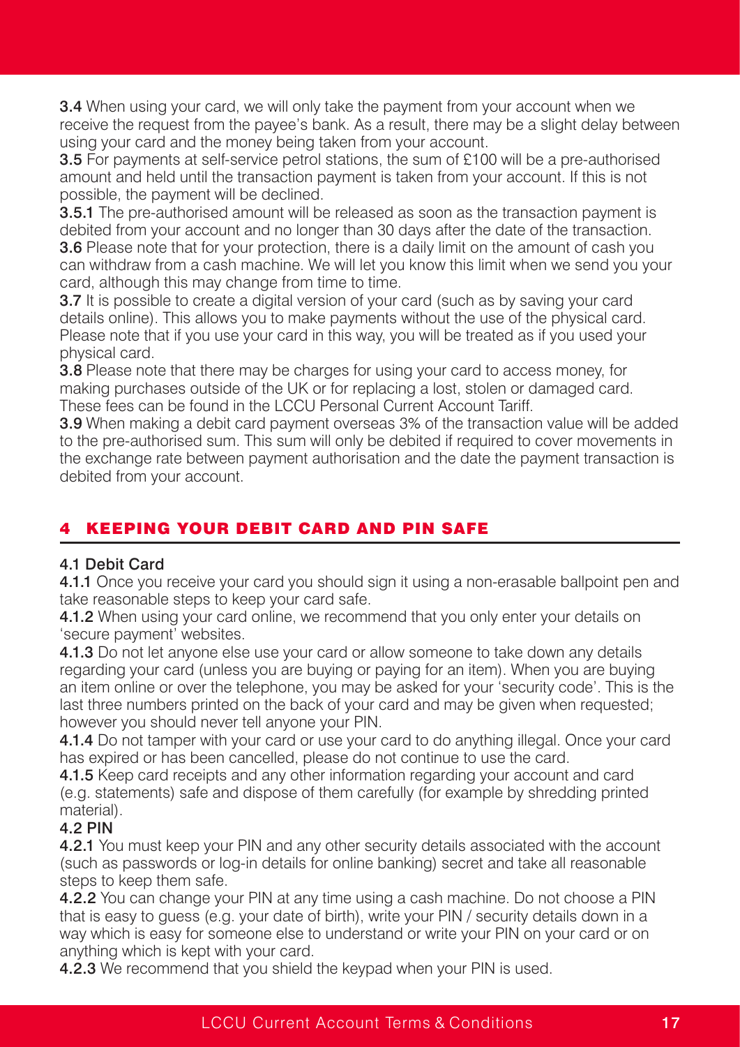**3.4** When using your card, we will only take the payment from your account when we receive the request from the payee's bank. As a result, there may be a slight delay between using your card and the money being taken from your account.

**3.5** For payments at self-service petrol stations, the sum of £100 will be a pre-authorised amount and held until the transaction payment is taken from your account. If this is not possible, the payment will be declined.

**3.5.1** The pre-authorised amount will be released as soon as the transaction payment is debited from your account and no longer than 30 days after the date of the transaction.

**3.6** Please note that for your protection, there is a daily limit on the amount of cash you can withdraw from a cash machine. We will let you know this limit when we send you your card, although this may change from time to time.

**3.7** It is possible to create a digital version of your card (such as by saving your card details online). This allows you to make payments without the use of the physical card. Please note that if you use your card in this way, you will be treated as if you used your physical card.

**3.8** Please note that there may be charges for using your card to access money, for making purchases outside of the UK or for replacing a lost, stolen or damaged card. These fees can be found in the LCCU Personal Current Account Tariff.

**3.9** When making a debit card payment overseas 3% of the transaction value will be added to the pre-authorised sum. This sum will only be debited if required to cover movements in the exchange rate between payment authorisation and the date the payment transaction is debited from your account.

## 4 KEEPING YOUR DEBIT CARD AND PIN SAFE

### 4.1 Debit Card

**4.1.1** Once you receive your card you should sign it using a non-erasable ballpoint pen and take reasonable steps to keep your card safe.

**4.1.2** When using your card online, we recommend that you only enter your details on 'secure payment' websites.

**4.1.3** Do not let anyone else use your card or allow someone to take down any details regarding your card (unless you are buying or paying for an item). When you are buying an item online or over the telephone, you may be asked for your 'security code'. This is the last three numbers printed on the back of your card and may be given when requested; however you should never tell anyone your PIN.

**4.1.4** Do not tamper with your card or use your card to do anything illegal. Once your card has expired or has been cancelled, please do not continue to use the card.

**4.1.5** Keep card receipts and any other information regarding your account and card (e.g. statements) safe and dispose of them carefully (for example by shredding printed material).

### 4.2 PIN

**4.2.1** You must keep your PIN and any other security details associated with the account (such as passwords or log-in details for online banking) secret and take all reasonable steps to keep them safe.

**4.2.2** You can change your PIN at any time using a cash machine. Do not choose a PIN that is easy to guess (e.g. your date of birth), write your PIN / security details down in a way which is easy for someone else to understand or write your PIN on your card or on anything which is kept with your card.

**4.2.3** We recommend that you shield the keypad when your PIN is used.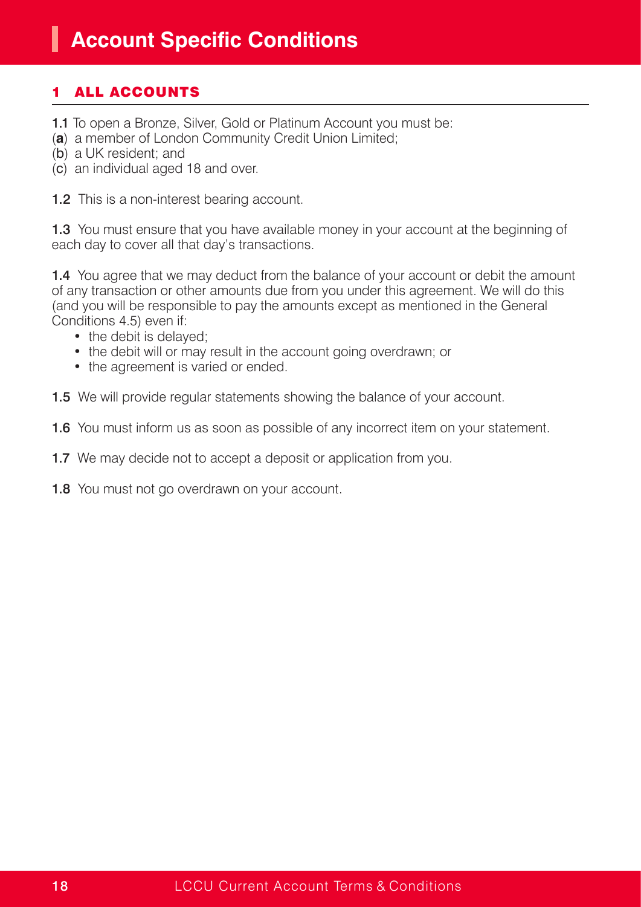# Account Specific Conditions

## 1 ALL ACCOUNTS

**1.1** To open a Bronze, Silver, Gold or Platinum Account you must be:
(**a**) a member of London Community Credit Union Limited;
(b) a UK resident; and
(c) an individual aged 18 and over.

**1.2** This is a non-interest bearing account.

**1.3** You must ensure that you have available money in your account at the beginning of each day to cover all that day's transactions.

**1.4** You agree that we may deduct from the balance of your account or debit the amount of any transaction or other amounts due from you under this agreement. We will do this (and you will be responsible to pay the amounts except as mentioned in the General Conditions 4.5) even if:

- the debit is delayed;
- the debit will or may result in the account going overdrawn; or
- the agreement is varied or ended.

**1.5** We will provide regular statements showing the balance of your account.

**1.6** You must inform us as soon as possible of any incorrect item on your statement.

**1.7** We may decide not to accept a deposit or application from you.

**1.8** You must not go overdrawn on your account.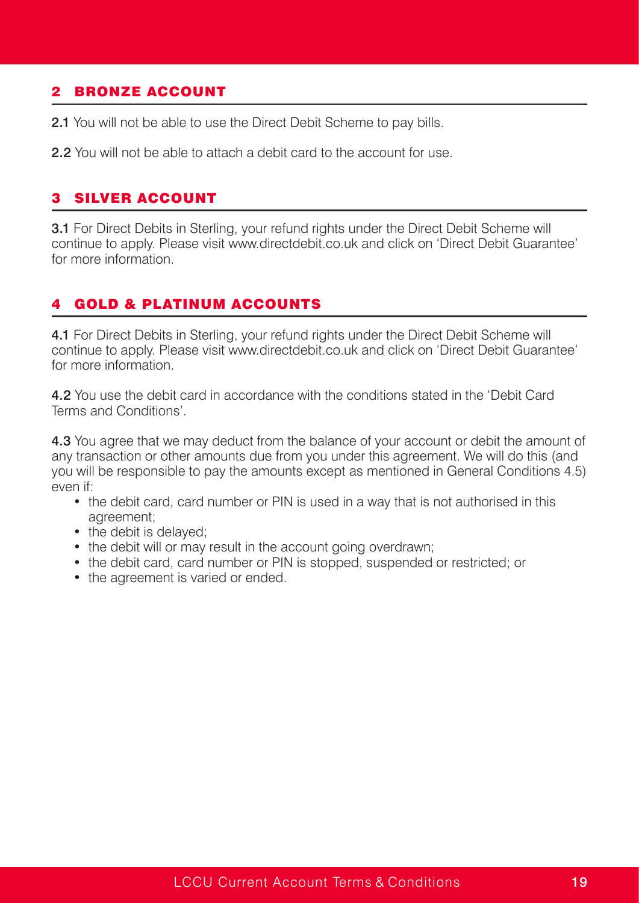## 2 BRONZE ACCOUNT

**2.1** You will not be able to use the Direct Debit Scheme to pay bills.

**2.2** You will not be able to attach a debit card to the account for use.

## 3 SILVER ACCOUNT

**3.1** For Direct Debits in Sterling, your refund rights under the Direct Debit Scheme will continue to apply. Please visit www.directdebit.co.uk and click on 'Direct Debit Guarantee' for more information.

## 4 GOLD & PLATINUM ACCOUNTS

**4.1** For Direct Debits in Sterling, your refund rights under the Direct Debit Scheme will continue to apply. Please visit www.directdebit.co.uk and click on 'Direct Debit Guarantee' for more information.

**4.2** You use the debit card in accordance with the conditions stated in the 'Debit Card Terms and Conditions'.

**4.3** You agree that we may deduct from the balance of your account or debit the amount of any transaction or other amounts due from you under this agreement. We will do this (and you will be responsible to pay the amounts except as mentioned in General Conditions 4.5) even if:

- the debit card, card number or PIN is used in a way that is not authorised in this agreement;
- the debit is delayed;
- the debit will or may result in the account going overdrawn;
- the debit card, card number or PIN is stopped, suspended or restricted; or
- the agreement is varied or ended.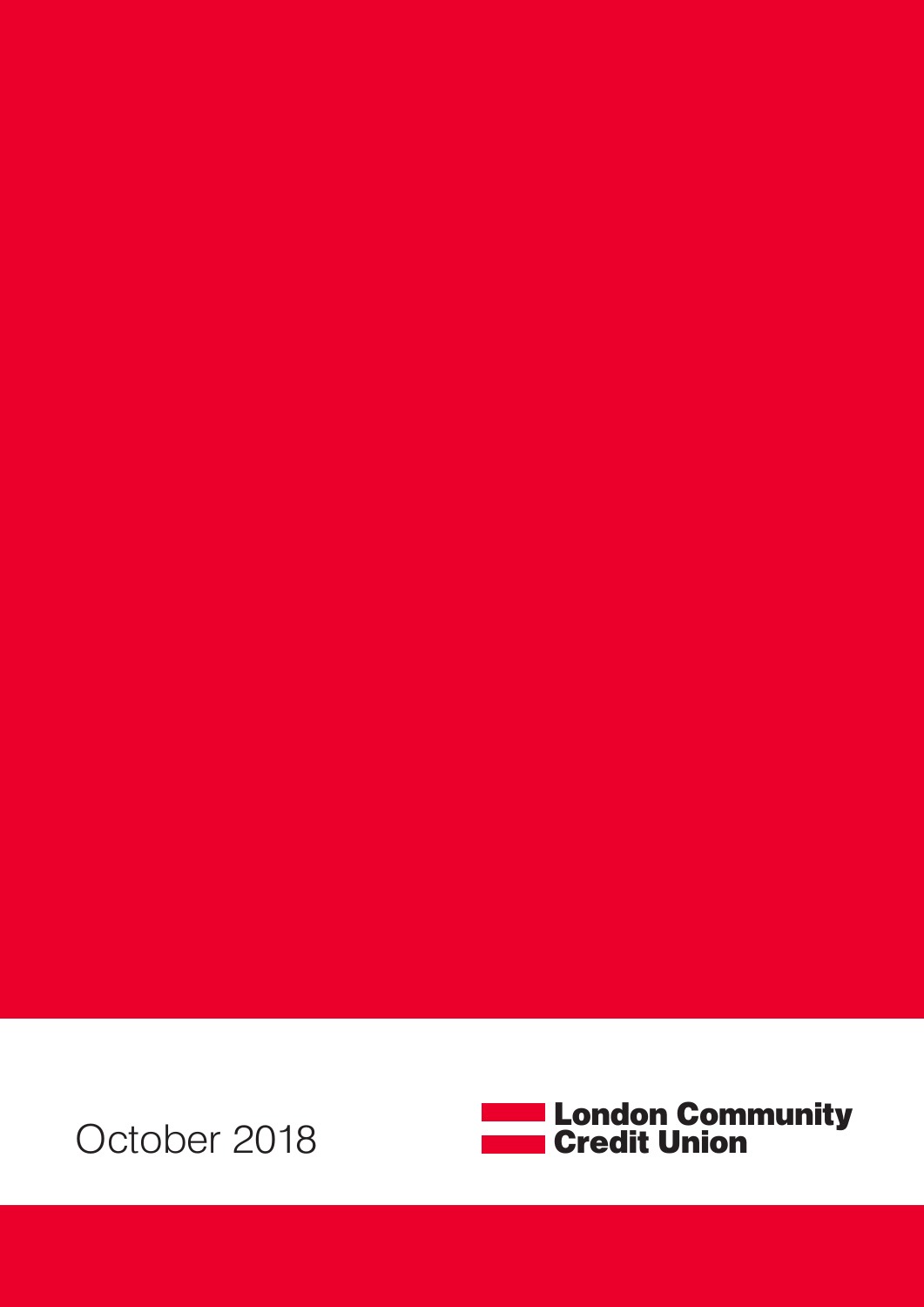October 2018

London Community Credit Union